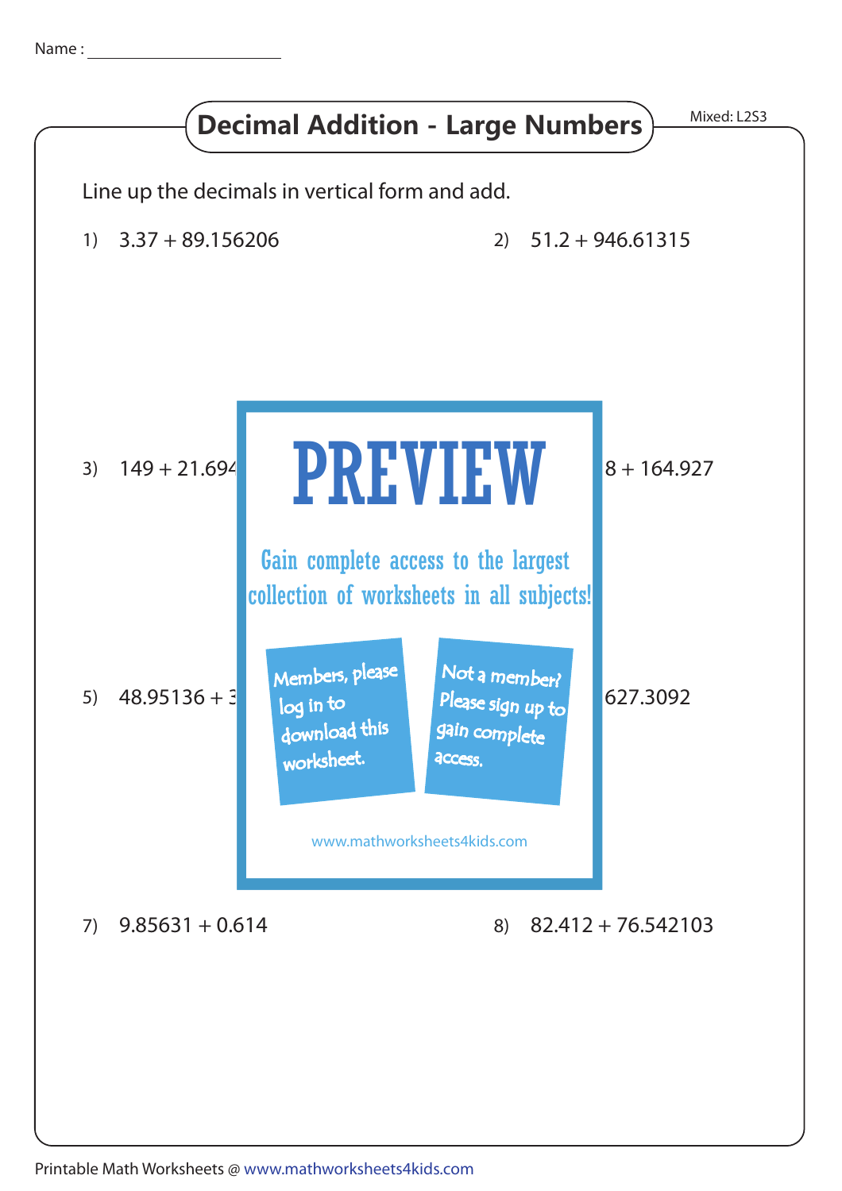Name :

# Decimal Addition - Large Numbers

Mixed: L2S3

Line up the decimals in vertical form and add.

1) 3.37 + 89.156206

2) 51.2 + 946.61315

3) 149 + 21.694

8 + 164.927

PREVIEW

Gain complete access to the largest collection of worksheets in all subjects!

Members, please log in to download this worksheet.

Not a member? Please sign up to gain complete access.

www.mathworksheets4kids.com

5) 48.95136 + 3

627.3092

7) 9.85631 + 0.614

8) 82.412 + 76.542103

Printable Math Worksheets @ www.mathworksheets4kids.com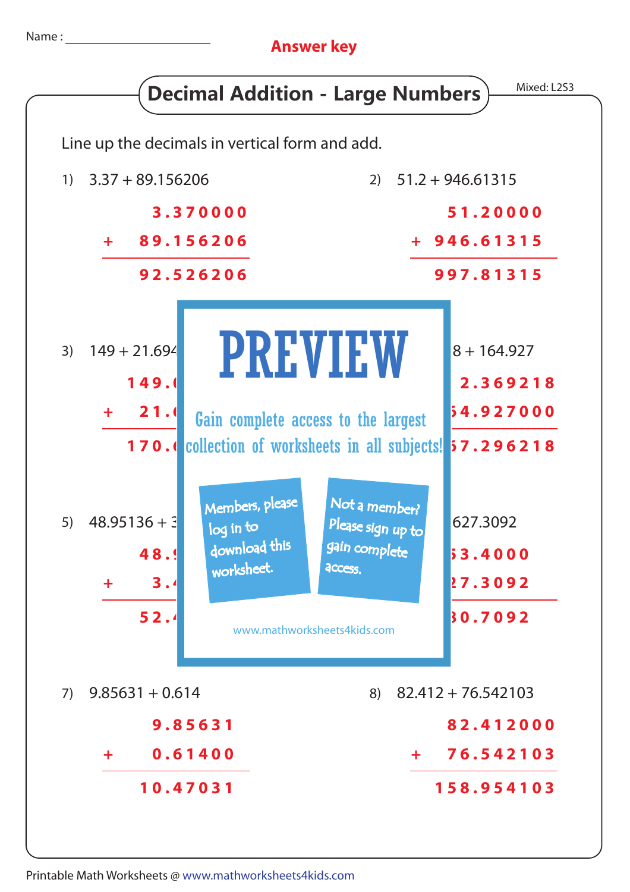Name : ____________________

**Answer key**

# Decimal Addition - Large Numbers

Mixed: L2S3

Line up the decimals in vertical form and add.

1) 3.37 + 89.156206

```
    3.370000
+  89.156206
------------
   92.526206
```

2) 51.2 + 946.61315

```
    51.20000
+  946.61315
------------
   997.81315
```

3) 149 + 21.694

```
   149.(
+   21.(
-------
   170.(
```

4) ...8 + 164.927

```
     2.369218
+  ..54.927000
-------------
   ..57.296218
```

5) 48.95136 + 3

```
   48.(
+   3.(
------
   52.(
```

6) ...627.3092

```
  ..53.4000
+ ..27.3092
-----------
  ..80.7092
```

7) 9.85631 + 0.614

```
    9.85631
+   0.61400
-----------
   10.47031
```

8) 82.412 + 76.542103

```
    82.412000
+   76.542103
-------------
   158.954103
```

PREVIEW

Gain complete access to the largest collection of worksheets in all subjects!

Members, please log in to download this worksheet.

Not a member? Please sign up to gain complete access.

www.mathworksheets4kids.com

Printable Math Worksheets @ www.mathworksheets4kids.com